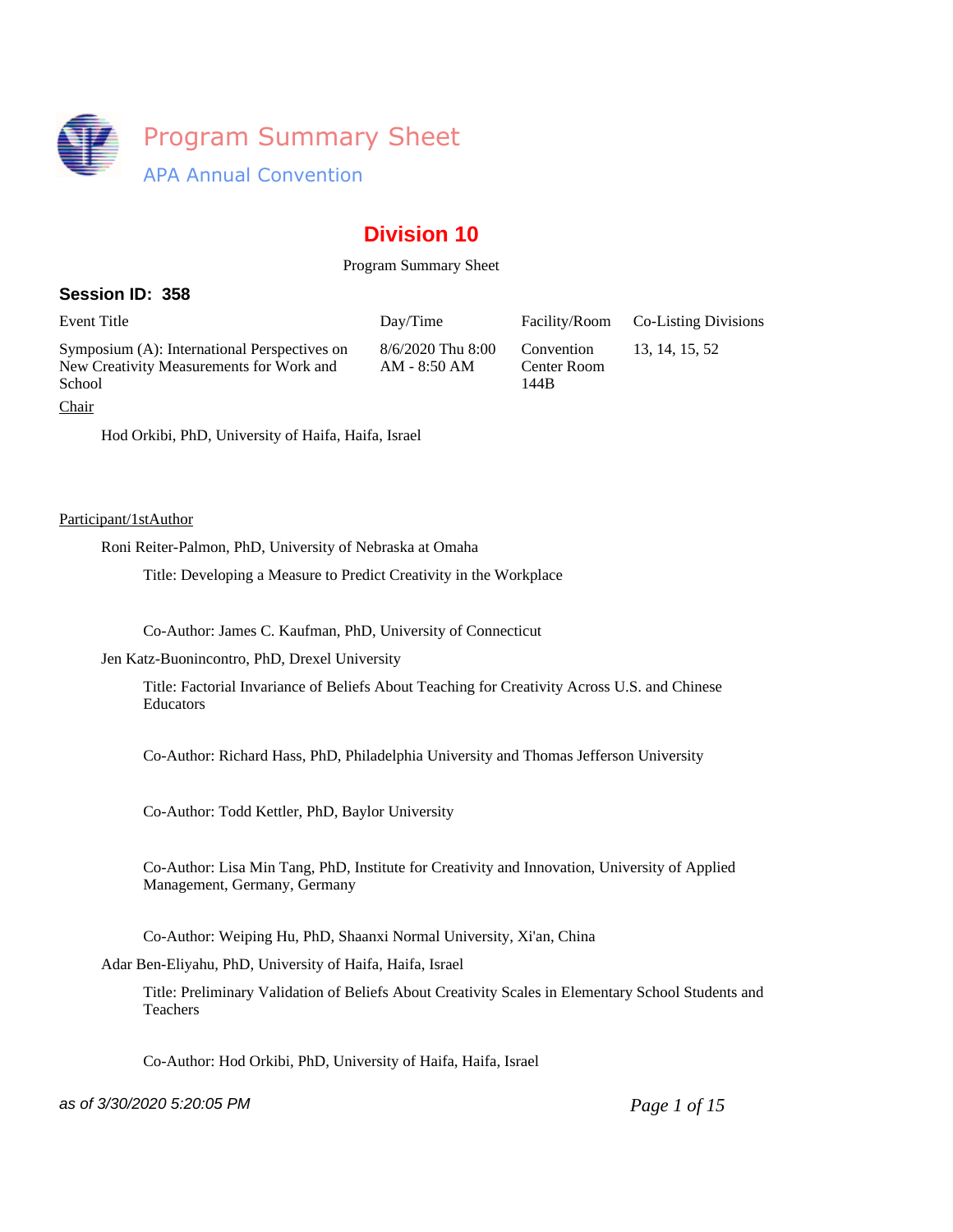# Program Summary Sheet

## APA Annual Convention

## Division 10

Program Summary Sheet

### Session ID: 358

| Event Title | Day/Time | Facility/Room | Co-Listing Divisions |
|---|---|---|---|
| Symposium (A): International Perspectives on New Creativity Measurements for Work and School | 8/6/2020 Thu 8:00 AM - 8:50 AM | Convention Center Room 144B | 13, 14, 15, 52 |

Chair

Hod Orkibi, PhD, University of Haifa, Haifa, Israel

Participant/1stAuthor

Roni Reiter-Palmon, PhD, University of Nebraska at Omaha

Title: Developing a Measure to Predict Creativity in the Workplace

Co-Author: James C. Kaufman, PhD, University of Connecticut

Jen Katz-Buonincontro, PhD, Drexel University

Title: Factorial Invariance of Beliefs About Teaching for Creativity Across U.S. and Chinese Educators

Co-Author: Richard Hass, PhD, Philadelphia University and Thomas Jefferson University

Co-Author: Todd Kettler, PhD, Baylor University

Co-Author: Lisa Min Tang, PhD, Institute for Creativity and Innovation, University of Applied Management, Germany, Germany

Co-Author: Weiping Hu, PhD, Shaanxi Normal University, Xi'an, China

Adar Ben-Eliyahu, PhD, University of Haifa, Haifa, Israel

Title: Preliminary Validation of Beliefs About Creativity Scales in Elementary School Students and Teachers

Co-Author: Hod Orkibi, PhD, University of Haifa, Haifa, Israel

*as of 3/30/2020 5:20:05 PM*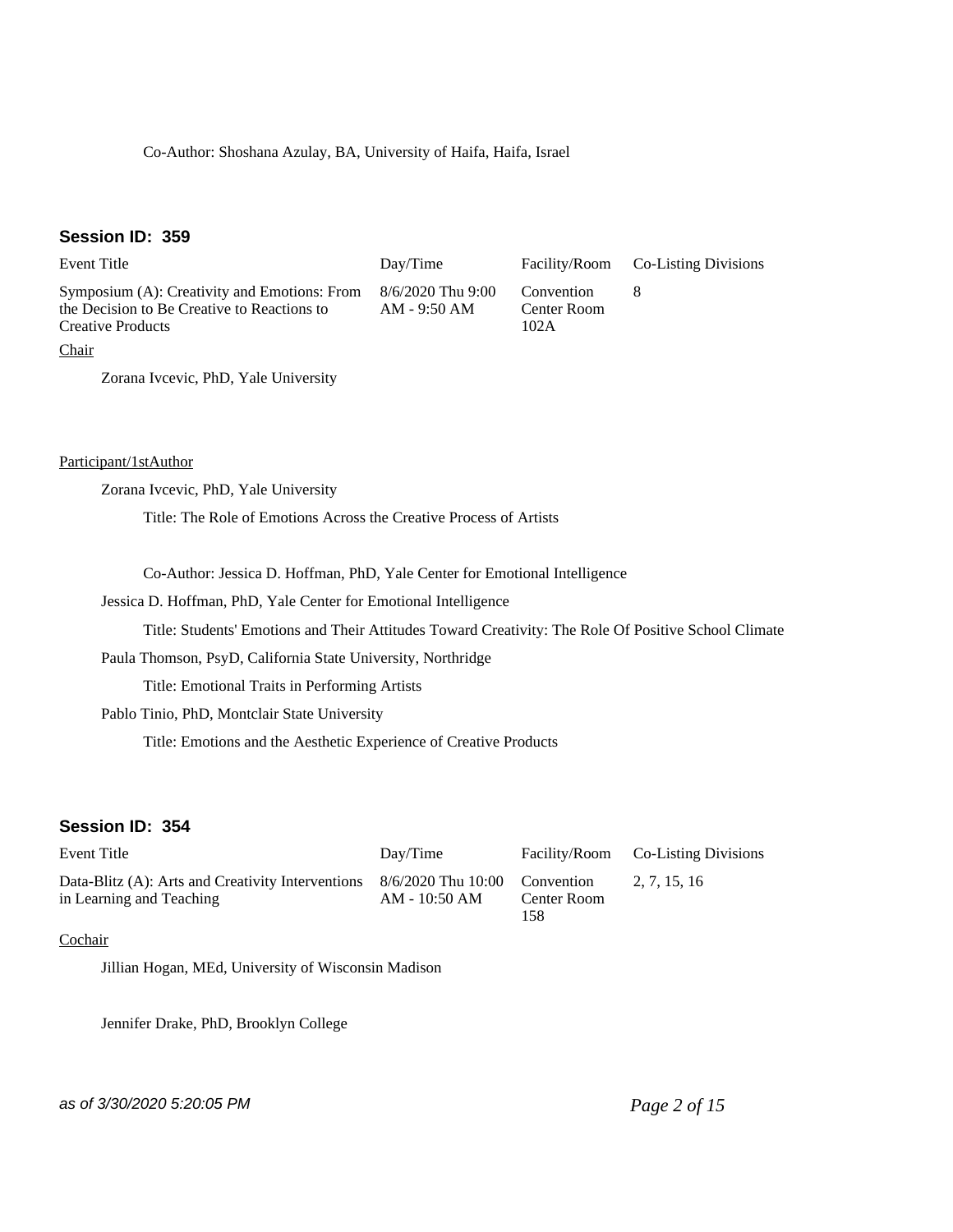Co-Author: Shoshana Azulay, BA, University of Haifa, Haifa, Israel

### Session ID: 359

| Event Title | Day/Time | Facility/Room | Co-Listing Divisions |
|---|---|---|---|
| Symposium (A): Creativity and Emotions: From the Decision to Be Creative to Reactions to Creative Products | 8/6/2020 Thu 9:00 AM - 9:50 AM | Convention Center Room 102A | 8 |

Chair

Zorana Ivcevic, PhD, Yale University

Participant/1stAuthor

Zorana Ivcevic, PhD, Yale University

Title: The Role of Emotions Across the Creative Process of Artists

Co-Author: Jessica D. Hoffman, PhD, Yale Center for Emotional Intelligence

Jessica D. Hoffman, PhD, Yale Center for Emotional Intelligence

Title: Students' Emotions and Their Attitudes Toward Creativity: The Role Of Positive School Climate

Paula Thomson, PsyD, California State University, Northridge

Title: Emotional Traits in Performing Artists

Pablo Tinio, PhD, Montclair State University

Title: Emotions and the Aesthetic Experience of Creative Products

### Session ID: 354

| Event Title | Day/Time | Facility/Room | Co-Listing Divisions |
|---|---|---|---|
| Data-Blitz (A): Arts and Creativity Interventions in Learning and Teaching | 8/6/2020 Thu 10:00 AM - 10:50 AM | Convention Center Room 158 | 2, 7, 15, 16 |

Cochair

Jillian Hogan, MEd, University of Wisconsin Madison

Jennifer Drake, PhD, Brooklyn College

*as of 3/30/2020 5:20:05 PM*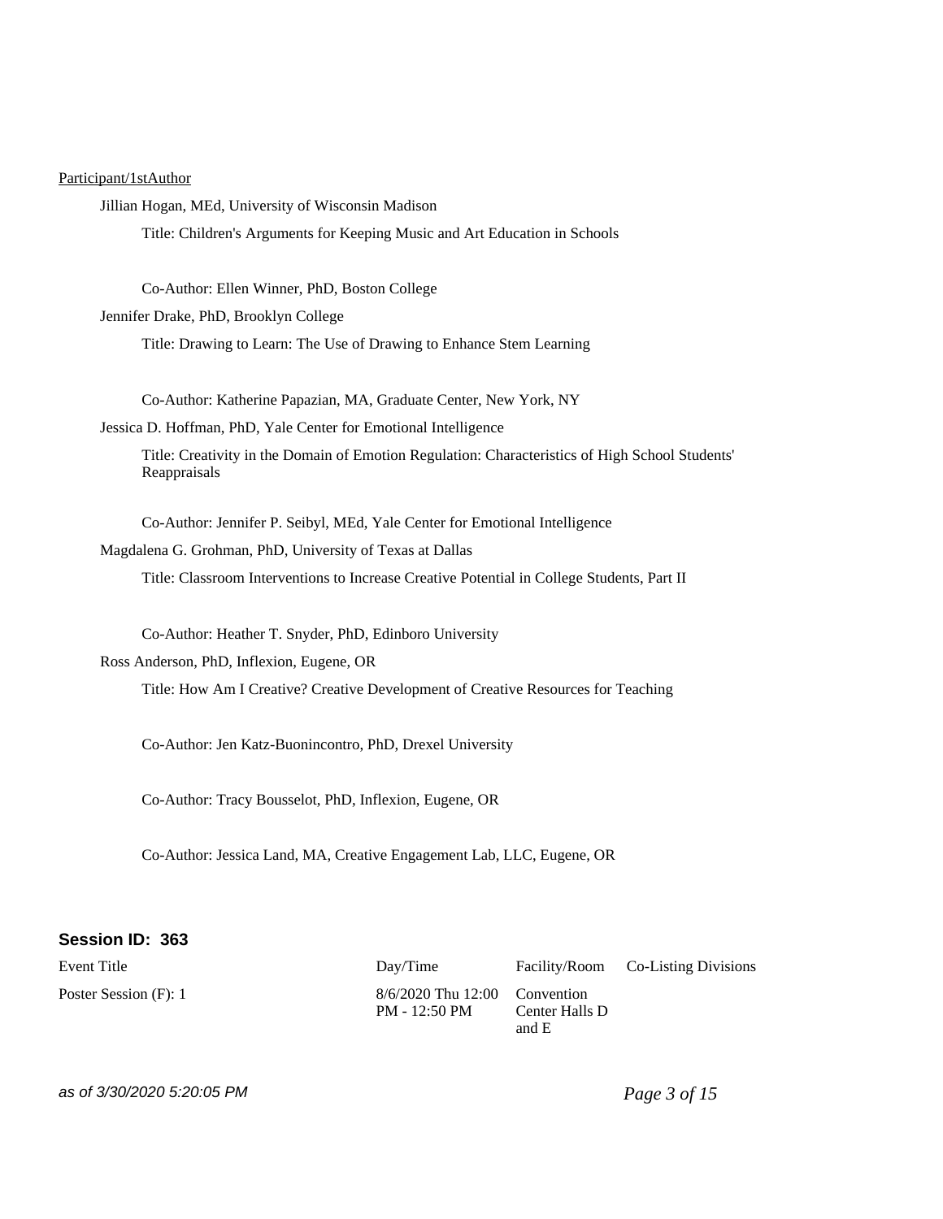Participant/1stAuthor

Jillian Hogan, MEd, University of Wisconsin Madison

Title: Children's Arguments for Keeping Music and Art Education in Schools

Co-Author: Ellen Winner, PhD, Boston College

Jennifer Drake, PhD, Brooklyn College

Title: Drawing to Learn: The Use of Drawing to Enhance Stem Learning

Co-Author: Katherine Papazian, MA, Graduate Center, New York, NY

Jessica D. Hoffman, PhD, Yale Center for Emotional Intelligence

Title: Creativity in the Domain of Emotion Regulation: Characteristics of High School Students' Reappraisals

Co-Author: Jennifer P. Seibyl, MEd, Yale Center for Emotional Intelligence

Magdalena G. Grohman, PhD, University of Texas at Dallas

Title: Classroom Interventions to Increase Creative Potential in College Students, Part II

Co-Author: Heather T. Snyder, PhD, Edinboro University

Ross Anderson, PhD, Inflexion, Eugene, OR

Title: How Am I Creative? Creative Development of Creative Resources for Teaching

Co-Author: Jen Katz-Buonincontro, PhD, Drexel University

Co-Author: Tracy Bousselot, PhD, Inflexion, Eugene, OR

Co-Author: Jessica Land, MA, Creative Engagement Lab, LLC, Eugene, OR

**Session ID: 363**

| Event Title | Day/Time | Facility/Room | Co-Listing Divisions |
| --- | --- | --- | --- |
| Poster Session (F): 1 | 8/6/2020 Thu 12:00 PM - 12:50 PM | Convention Center Halls D and E | |

*as of 3/30/2020 5:20:05 PM*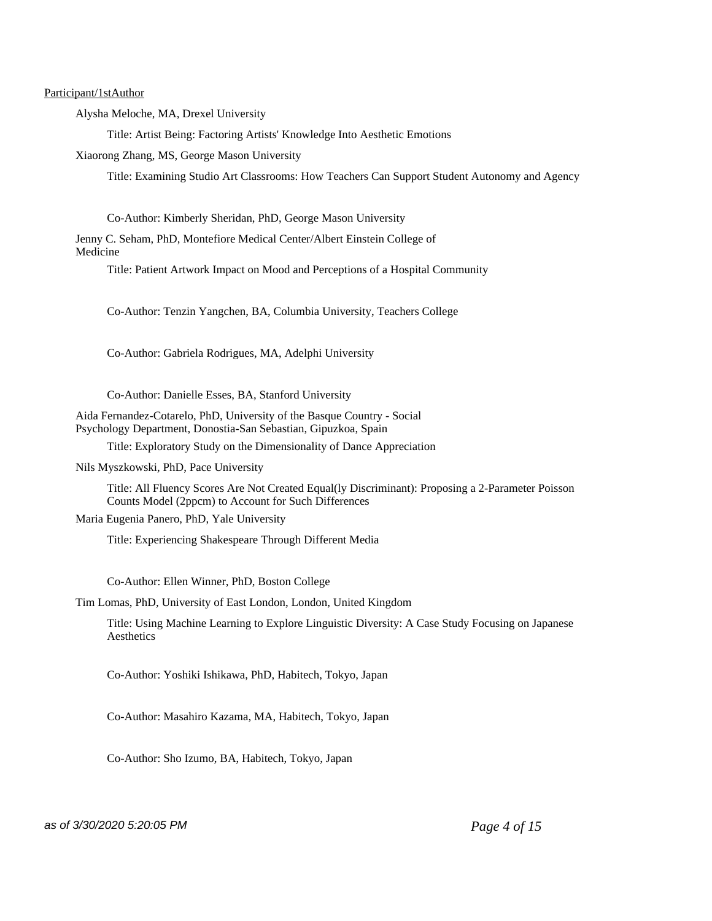Participant/1stAuthor

Alysha Meloche, MA, Drexel University

Title: Artist Being: Factoring Artists' Knowledge Into Aesthetic Emotions

Xiaorong Zhang, MS, George Mason University

Title: Examining Studio Art Classrooms: How Teachers Can Support Student Autonomy and Agency

Co-Author: Kimberly Sheridan, PhD, George Mason University

Jenny C. Seham, PhD, Montefiore Medical Center/Albert Einstein College of Medicine

Title: Patient Artwork Impact on Mood and Perceptions of a Hospital Community

Co-Author: Tenzin Yangchen, BA, Columbia University, Teachers College

Co-Author: Gabriela Rodrigues, MA, Adelphi University

Co-Author: Danielle Esses, BA, Stanford University

Aida Fernandez-Cotarelo, PhD, University of the Basque Country - Social Psychology Department, Donostia-San Sebastian, Gipuzkoa, Spain

Title: Exploratory Study on the Dimensionality of Dance Appreciation

Nils Myszkowski, PhD, Pace University

Title: All Fluency Scores Are Not Created Equal(ly Discriminant): Proposing a 2-Parameter Poisson Counts Model (2ppcm) to Account for Such Differences

Maria Eugenia Panero, PhD, Yale University

Title: Experiencing Shakespeare Through Different Media

Co-Author: Ellen Winner, PhD, Boston College

Tim Lomas, PhD, University of East London, London, United Kingdom

Title: Using Machine Learning to Explore Linguistic Diversity: A Case Study Focusing on Japanese Aesthetics

Co-Author: Yoshiki Ishikawa, PhD, Habitech, Tokyo, Japan

Co-Author: Masahiro Kazama, MA, Habitech, Tokyo, Japan

Co-Author: Sho Izumo, BA, Habitech, Tokyo, Japan

*as of 3/30/2020 5:20:05 PM*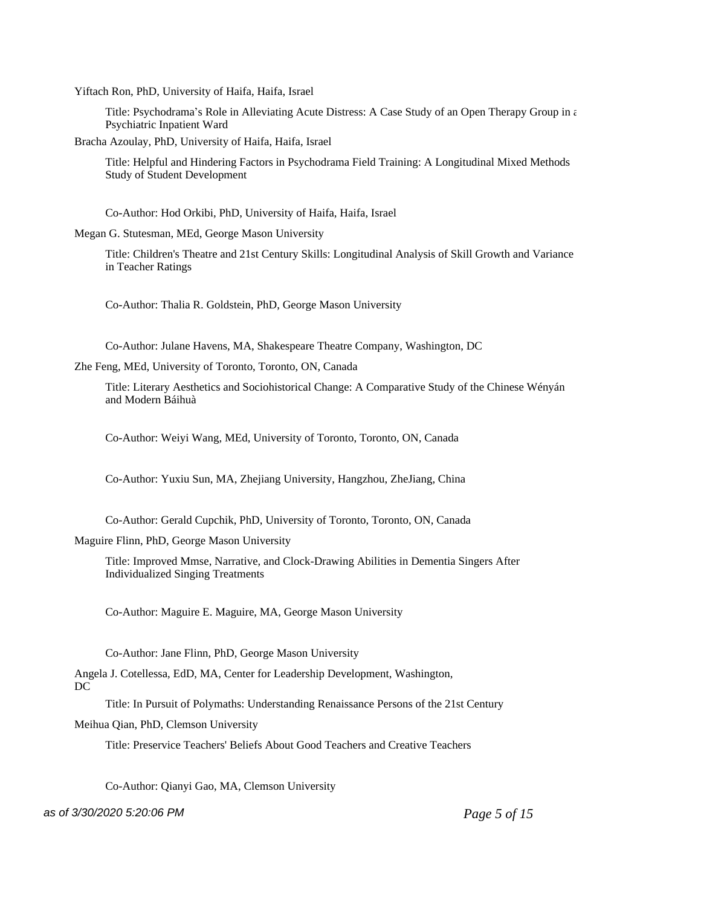Yiftach Ron, PhD, University of Haifa, Haifa, Israel

Title: Psychodrama's Role in Alleviating Acute Distress: A Case Study of an Open Therapy Group in a Psychiatric Inpatient Ward

Bracha Azoulay, PhD, University of Haifa, Haifa, Israel

Title: Helpful and Hindering Factors in Psychodrama Field Training: A Longitudinal Mixed Methods Study of Student Development

Co-Author: Hod Orkibi, PhD, University of Haifa, Haifa, Israel

Megan G. Stutesman, MEd, George Mason University

Title: Children's Theatre and 21st Century Skills: Longitudinal Analysis of Skill Growth and Variance in Teacher Ratings

Co-Author: Thalia R. Goldstein, PhD, George Mason University

Co-Author: Julane Havens, MA, Shakespeare Theatre Company, Washington, DC

Zhe Feng, MEd, University of Toronto, Toronto, ON, Canada

Title: Literary Aesthetics and Sociohistorical Change: A Comparative Study of the Chinese Wényán and Modern Báihuà

Co-Author: Weiyi Wang, MEd, University of Toronto, Toronto, ON, Canada

Co-Author: Yuxiu Sun, MA, Zhejiang University, Hangzhou, ZheJiang, China

Co-Author: Gerald Cupchik, PhD, University of Toronto, Toronto, ON, Canada

Maguire Flinn, PhD, George Mason University

Title: Improved Mmse, Narrative, and Clock-Drawing Abilities in Dementia Singers After Individualized Singing Treatments

Co-Author: Maguire E. Maguire, MA, George Mason University

Co-Author: Jane Flinn, PhD, George Mason University

Angela J. Cotellessa, EdD, MA, Center for Leadership Development, Washington, DC

Title: In Pursuit of Polymaths: Understanding Renaissance Persons of the 21st Century

Meihua Qian, PhD, Clemson University

Title: Preservice Teachers' Beliefs About Good Teachers and Creative Teachers

Co-Author: Qianyi Gao, MA, Clemson University

*as of 3/30/2020 5:20:06 PM*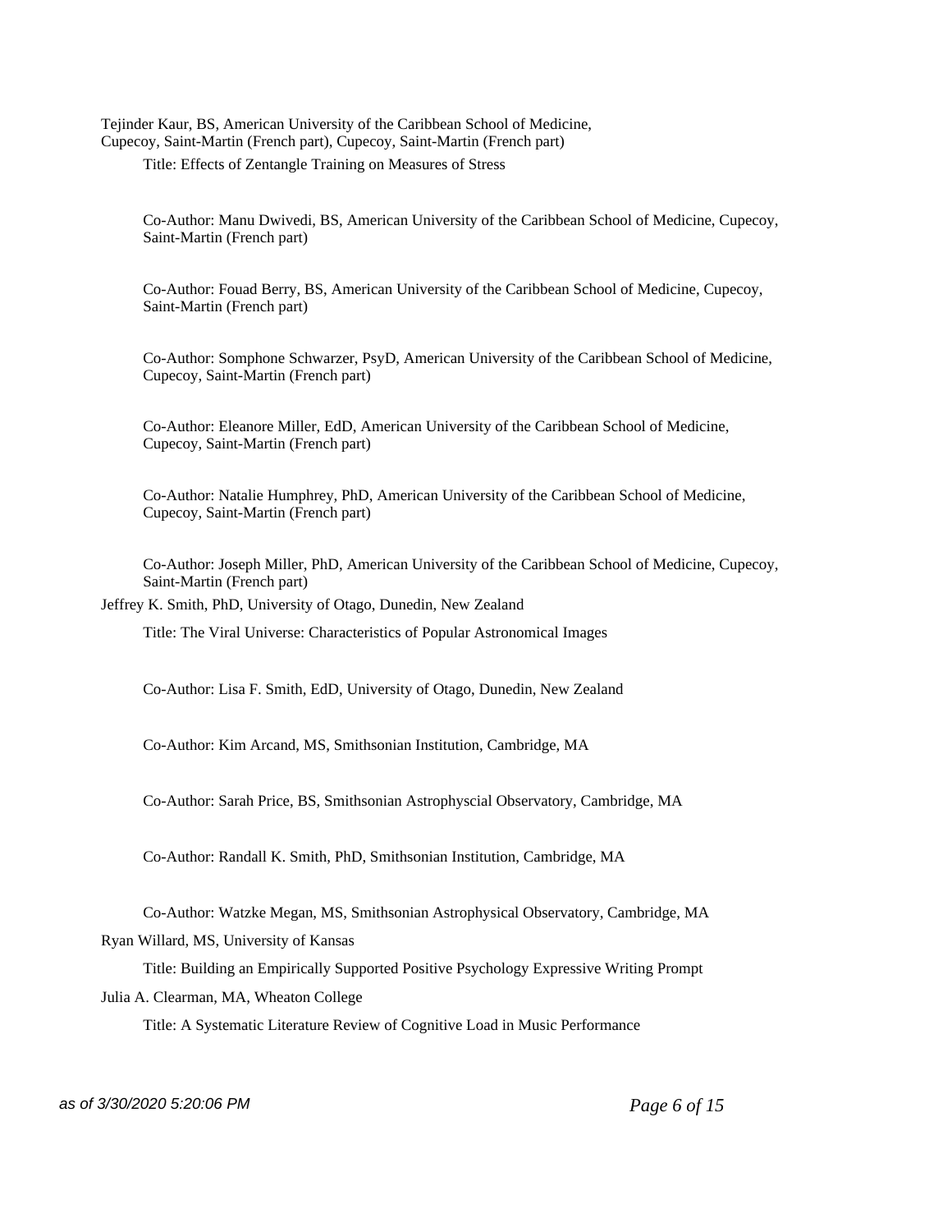Tejinder Kaur, BS, American University of the Caribbean School of Medicine, Cupecoy, Saint-Martin (French part), Cupecoy, Saint-Martin (French part)

Title: Effects of Zentangle Training on Measures of Stress

Co-Author: Manu Dwivedi, BS, American University of the Caribbean School of Medicine, Cupecoy, Saint-Martin (French part)

Co-Author: Fouad Berry, BS, American University of the Caribbean School of Medicine, Cupecoy, Saint-Martin (French part)

Co-Author: Somphone Schwarzer, PsyD, American University of the Caribbean School of Medicine, Cupecoy, Saint-Martin (French part)

Co-Author: Eleanore Miller, EdD, American University of the Caribbean School of Medicine, Cupecoy, Saint-Martin (French part)

Co-Author: Natalie Humphrey, PhD, American University of the Caribbean School of Medicine, Cupecoy, Saint-Martin (French part)

Co-Author: Joseph Miller, PhD, American University of the Caribbean School of Medicine, Cupecoy, Saint-Martin (French part)

Jeffrey K. Smith, PhD, University of Otago, Dunedin, New Zealand

Title: The Viral Universe: Characteristics of Popular Astronomical Images

Co-Author: Lisa F. Smith, EdD, University of Otago, Dunedin, New Zealand

Co-Author: Kim Arcand, MS, Smithsonian Institution, Cambridge, MA

Co-Author: Sarah Price, BS, Smithsonian Astrophyscial Observatory, Cambridge, MA

Co-Author: Randall K. Smith, PhD, Smithsonian Institution, Cambridge, MA

Co-Author: Watzke Megan, MS, Smithsonian Astrophysical Observatory, Cambridge, MA

Ryan Willard, MS, University of Kansas

Title: Building an Empirically Supported Positive Psychology Expressive Writing Prompt

Julia A. Clearman, MA, Wheaton College

Title: A Systematic Literature Review of Cognitive Load in Music Performance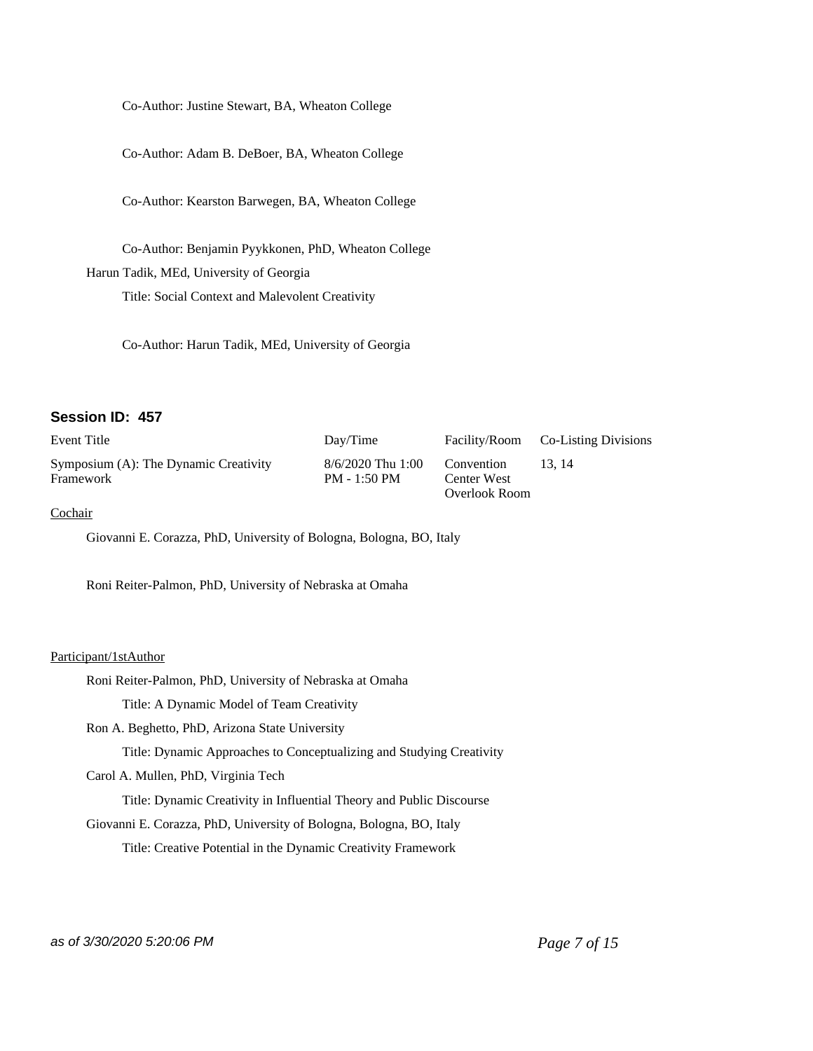Co-Author: Justine Stewart, BA, Wheaton College

Co-Author: Adam B. DeBoer, BA, Wheaton College

Co-Author: Kearston Barwegen, BA, Wheaton College

Co-Author: Benjamin Pyykkonen, PhD, Wheaton College

Harun Tadik, MEd, University of Georgia

Title: Social Context and Malevolent Creativity

Co-Author: Harun Tadik, MEd, University of Georgia

### Session ID: 457

| Event Title | Day/Time | Facility/Room | Co-Listing Divisions |
|---|---|---|---|
| Symposium (A): The Dynamic Creativity Framework | 8/6/2020 Thu 1:00 PM - 1:50 PM | Convention Center West Overlook Room | 13, 14 |

Cochair

Giovanni E. Corazza, PhD, University of Bologna, Bologna, BO, Italy

Roni Reiter-Palmon, PhD, University of Nebraska at Omaha

Participant/1stAuthor

Roni Reiter-Palmon, PhD, University of Nebraska at Omaha

Title: A Dynamic Model of Team Creativity

Ron A. Beghetto, PhD, Arizona State University

Title: Dynamic Approaches to Conceptualizing and Studying Creativity

Carol A. Mullen, PhD, Virginia Tech

Title: Dynamic Creativity in Influential Theory and Public Discourse

Giovanni E. Corazza, PhD, University of Bologna, Bologna, BO, Italy

Title: Creative Potential in the Dynamic Creativity Framework

*as of 3/30/2020 5:20:06 PM*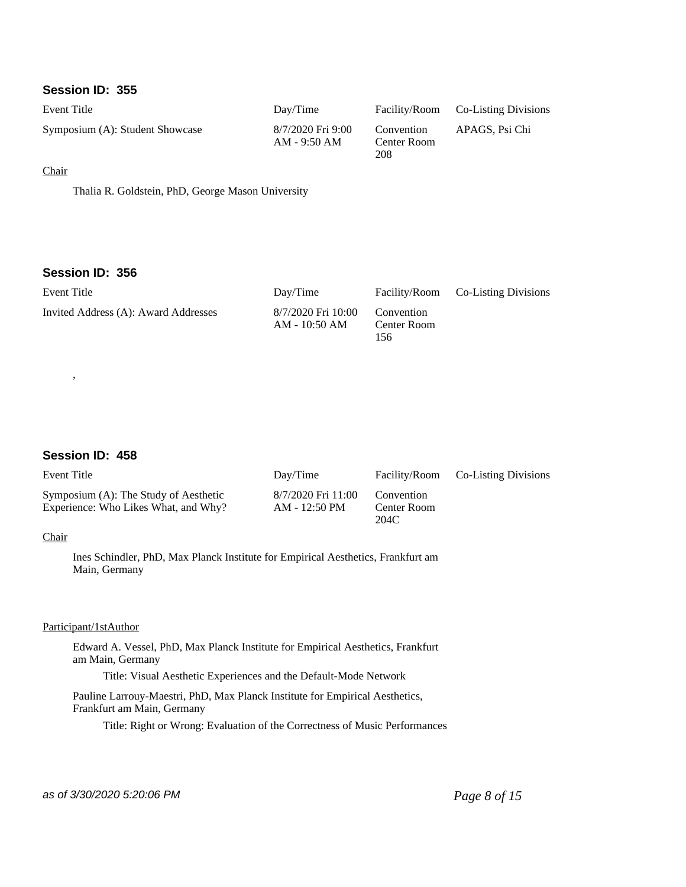### Session ID: 355

| Event Title | Day/Time | Facility/Room | Co-Listing Divisions |
|---|---|---|---|
| Symposium (A): Student Showcase | 8/7/2020 Fri 9:00 AM - 9:50 AM | Convention Center Room 208 | APAGS, Psi Chi |

Chair

Thalia R. Goldstein, PhD, George Mason University

### Session ID: 356

| Event Title | Day/Time | Facility/Room | Co-Listing Divisions |
|---|---|---|---|
| Invited Address (A): Award Addresses | 8/7/2020 Fri 10:00 AM - 10:50 AM | Convention Center Room 156 | |

,

### Session ID: 458

| Event Title | Day/Time | Facility/Room | Co-Listing Divisions |
|---|---|---|---|
| Symposium (A): The Study of Aesthetic Experience: Who Likes What, and Why? | 8/7/2020 Fri 11:00 AM - 12:50 PM | Convention Center Room 204C | |

Chair

Ines Schindler, PhD, Max Planck Institute for Empirical Aesthetics, Frankfurt am Main, Germany

Participant/1stAuthor

Edward A. Vessel, PhD, Max Planck Institute for Empirical Aesthetics, Frankfurt am Main, Germany

Title: Visual Aesthetic Experiences and the Default-Mode Network

Pauline Larrouy-Maestri, PhD, Max Planck Institute for Empirical Aesthetics, Frankfurt am Main, Germany

Title: Right or Wrong: Evaluation of the Correctness of Music Performances

*as of 3/30/2020 5:20:06 PM*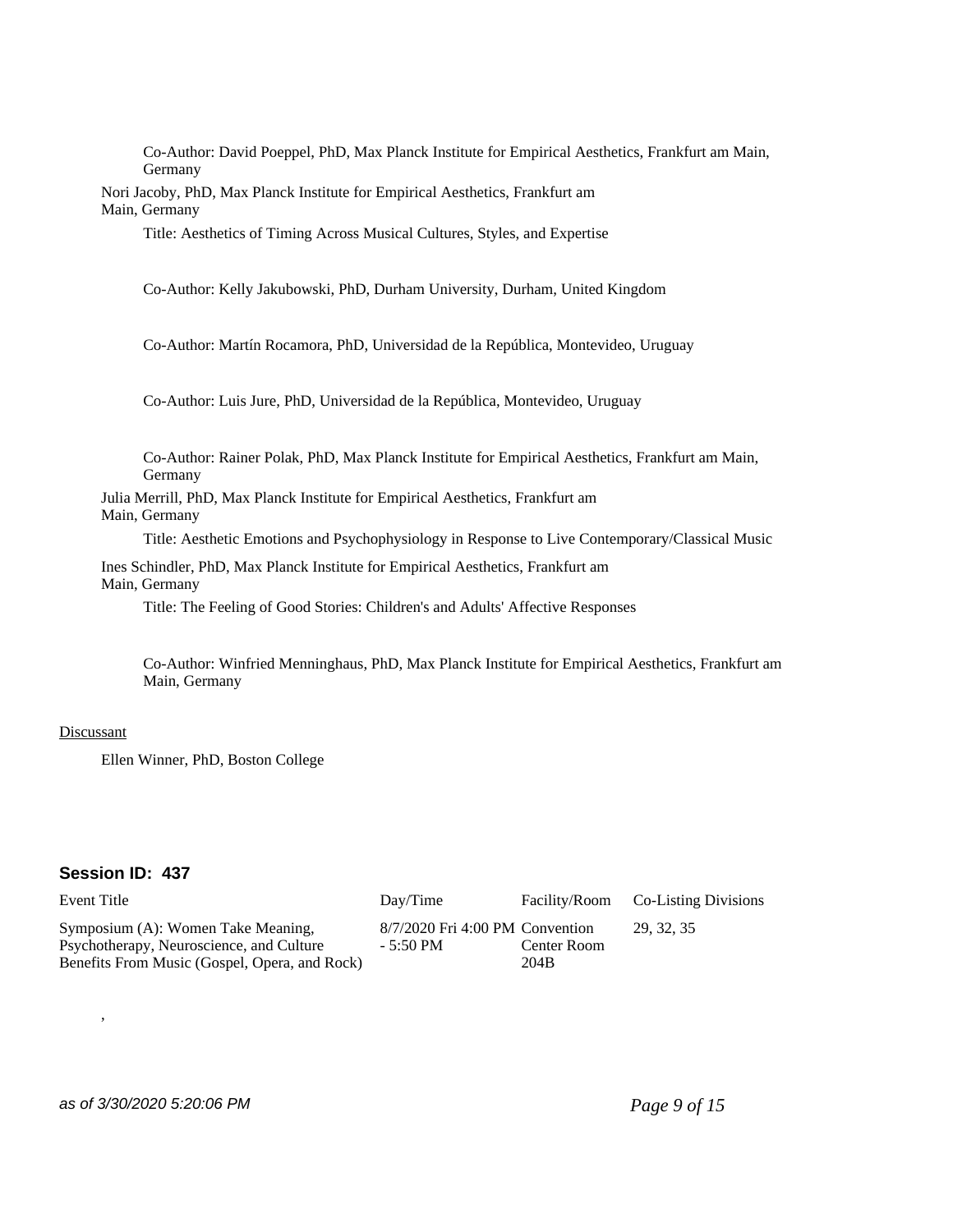Co-Author: David Poeppel, PhD, Max Planck Institute for Empirical Aesthetics, Frankfurt am Main, Germany

Nori Jacoby, PhD, Max Planck Institute for Empirical Aesthetics, Frankfurt am Main, Germany

Title: Aesthetics of Timing Across Musical Cultures, Styles, and Expertise

Co-Author: Kelly Jakubowski, PhD, Durham University, Durham, United Kingdom

Co-Author: Martín Rocamora, PhD, Universidad de la República, Montevideo, Uruguay

Co-Author: Luis Jure, PhD, Universidad de la República, Montevideo, Uruguay

Co-Author: Rainer Polak, PhD, Max Planck Institute for Empirical Aesthetics, Frankfurt am Main, Germany

Julia Merrill, PhD, Max Planck Institute for Empirical Aesthetics, Frankfurt am Main, Germany

Title: Aesthetic Emotions and Psychophysiology in Response to Live Contemporary/Classical Music

Ines Schindler, PhD, Max Planck Institute for Empirical Aesthetics, Frankfurt am Main, Germany

Title: The Feeling of Good Stories: Children's and Adults' Affective Responses

Co-Author: Winfried Menninghaus, PhD, Max Planck Institute for Empirical Aesthetics, Frankfurt am Main, Germany

Discussant

Ellen Winner, PhD, Boston College

## Session ID: 437

| Event Title | Day/Time | Facility/Room | Co-Listing Divisions |
|---|---|---|---|
| Symposium (A): Women Take Meaning, Psychotherapy, Neuroscience, and Culture Benefits From Music (Gospel, Opera, and Rock) | 8/7/2020 Fri 4:00 PM - 5:50 PM | Convention Center Room 204B | 29, 32, 35 |

,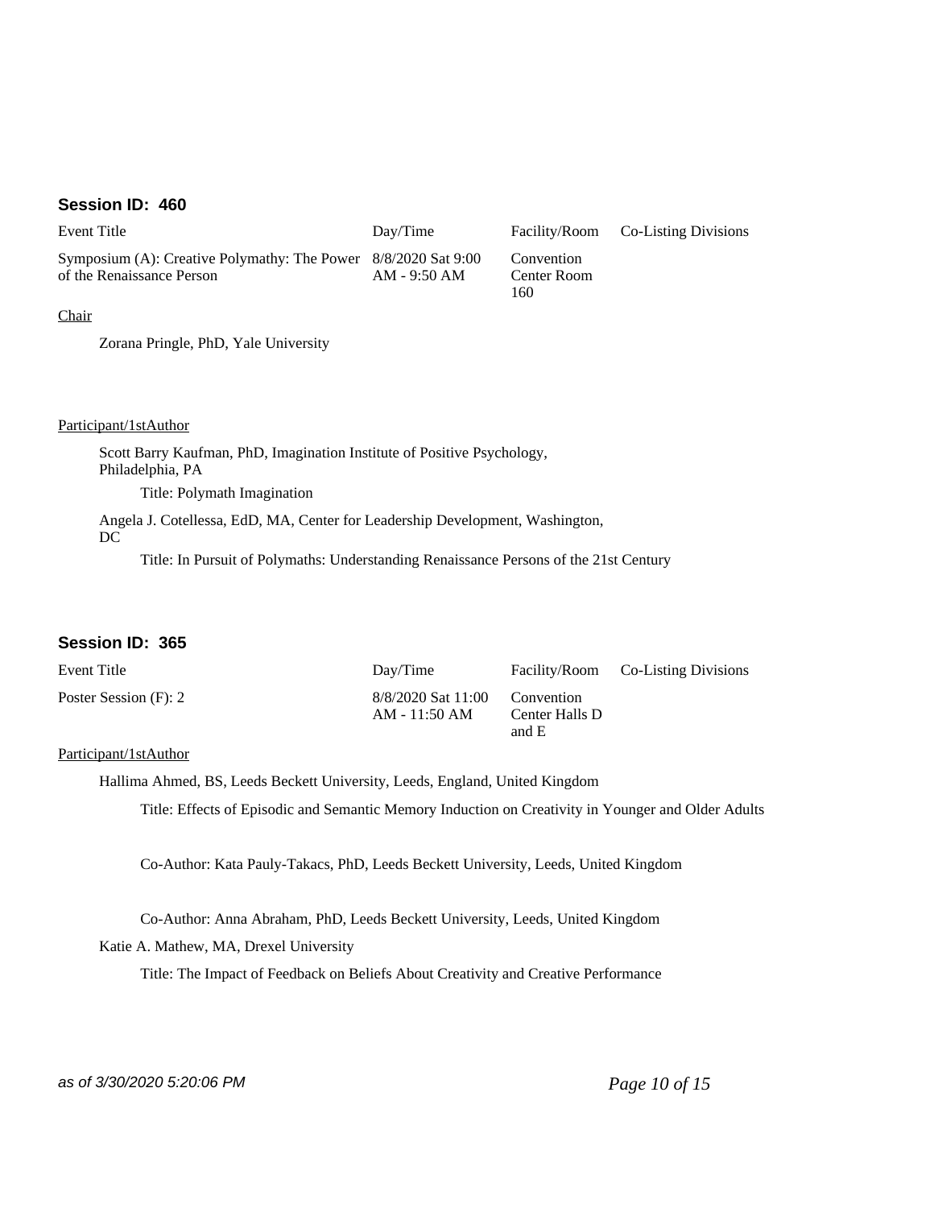### Session ID: 460

| Event Title | Day/Time | Facility/Room | Co-Listing Divisions |
| --- | --- | --- | --- |
| Symposium (A): Creative Polymathy: The Power of the Renaissance Person | 8/8/2020 Sat 9:00 AM - 9:50 AM | Convention Center Room 160 | |

Chair

Zorana Pringle, PhD, Yale University

Participant/1stAuthor

Scott Barry Kaufman, PhD, Imagination Institute of Positive Psychology, Philadelphia, PA

Title: Polymath Imagination

Angela J. Cotellessa, EdD, MA, Center for Leadership Development, Washington, DC

Title: In Pursuit of Polymaths: Understanding Renaissance Persons of the 21st Century

### Session ID: 365

| Event Title | Day/Time | Facility/Room | Co-Listing Divisions |
| --- | --- | --- | --- |
| Poster Session (F): 2 | 8/8/2020 Sat 11:00 AM - 11:50 AM | Convention Center Halls D and E | |

Participant/1stAuthor

Hallima Ahmed, BS, Leeds Beckett University, Leeds, England, United Kingdom

Title: Effects of Episodic and Semantic Memory Induction on Creativity in Younger and Older Adults

Co-Author: Kata Pauly-Takacs, PhD, Leeds Beckett University, Leeds, United Kingdom

Co-Author: Anna Abraham, PhD, Leeds Beckett University, Leeds, United Kingdom

Katie A. Mathew, MA, Drexel University

Title: The Impact of Feedback on Beliefs About Creativity and Creative Performance

*as of 3/30/2020 5:20:06 PM*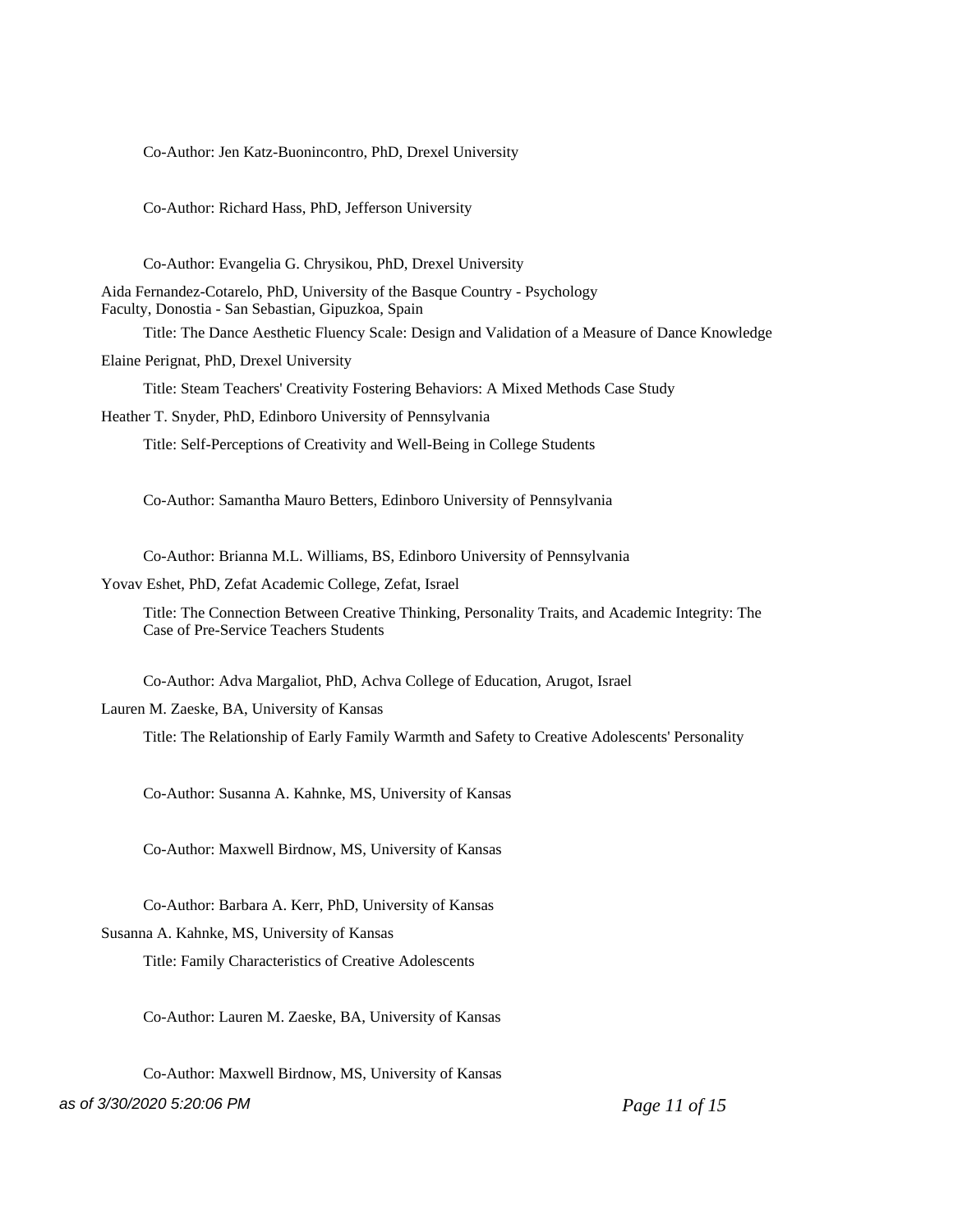Co-Author: Jen Katz-Buonincontro, PhD, Drexel University

Co-Author: Richard Hass, PhD, Jefferson University

Co-Author: Evangelia G. Chrysikou, PhD, Drexel University

Aida Fernandez-Cotarelo, PhD, University of the Basque Country - Psychology Faculty, Donostia - San Sebastian, Gipuzkoa, Spain

Title: The Dance Aesthetic Fluency Scale: Design and Validation of a Measure of Dance Knowledge

Elaine Perignat, PhD, Drexel University

Title: Steam Teachers' Creativity Fostering Behaviors: A Mixed Methods Case Study

Heather T. Snyder, PhD, Edinboro University of Pennsylvania

Title: Self-Perceptions of Creativity and Well-Being in College Students

Co-Author: Samantha Mauro Betters, Edinboro University of Pennsylvania

Co-Author: Brianna M.L. Williams, BS, Edinboro University of Pennsylvania

Yovav Eshet, PhD, Zefat Academic College, Zefat, Israel

Title: The Connection Between Creative Thinking, Personality Traits, and Academic Integrity: The Case of Pre-Service Teachers Students

Co-Author: Adva Margaliot, PhD, Achva College of Education, Arugot, Israel

Lauren M. Zaeske, BA, University of Kansas

Title: The Relationship of Early Family Warmth and Safety to Creative Adolescents' Personality

Co-Author: Susanna A. Kahnke, MS, University of Kansas

Co-Author: Maxwell Birdnow, MS, University of Kansas

Co-Author: Barbara A. Kerr, PhD, University of Kansas

Susanna A. Kahnke, MS, University of Kansas

Title: Family Characteristics of Creative Adolescents

Co-Author: Lauren M. Zaeske, BA, University of Kansas

Co-Author: Maxwell Birdnow, MS, University of Kansas

*as of 3/30/2020 5:20:06 PM*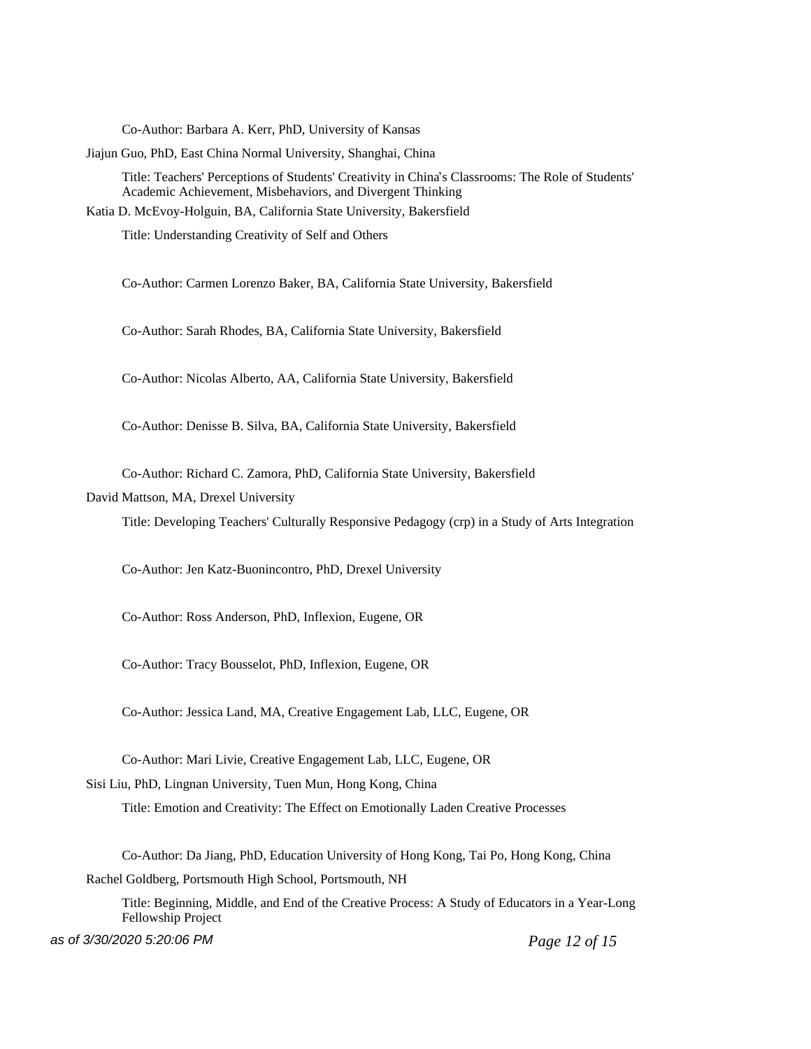Co-Author: Barbara A. Kerr, PhD, University of Kansas

Jiajun Guo, PhD, East China Normal University, Shanghai, China

Title: Teachers' Perceptions of Students' Creativity in China's Classrooms: The Role of Students' Academic Achievement, Misbehaviors, and Divergent Thinking

Katia D. McEvoy-Holguin, BA, California State University, Bakersfield

Title: Understanding Creativity of Self and Others

Co-Author: Carmen Lorenzo Baker, BA, California State University, Bakersfield

Co-Author: Sarah Rhodes, BA, California State University, Bakersfield

Co-Author: Nicolas Alberto, AA, California State University, Bakersfield

Co-Author: Denisse B. Silva, BA, California State University, Bakersfield

Co-Author: Richard C. Zamora, PhD, California State University, Bakersfield

David Mattson, MA, Drexel University

Title: Developing Teachers' Culturally Responsive Pedagogy (crp) in a Study of Arts Integration

Co-Author: Jen Katz-Buonincontro, PhD, Drexel University

Co-Author: Ross Anderson, PhD, Inflexion, Eugene, OR

Co-Author: Tracy Bousselot, PhD, Inflexion, Eugene, OR

Co-Author: Jessica Land, MA, Creative Engagement Lab, LLC, Eugene, OR

Co-Author: Mari Livie, Creative Engagement Lab, LLC, Eugene, OR

Sisi Liu, PhD, Lingnan University, Tuen Mun, Hong Kong, China

Title: Emotion and Creativity: The Effect on Emotionally Laden Creative Processes

Co-Author: Da Jiang, PhD, Education University of Hong Kong, Tai Po, Hong Kong, China

Rachel Goldberg, Portsmouth High School, Portsmouth, NH

Title: Beginning, Middle, and End of the Creative Process: A Study of Educators in a Year-Long Fellowship Project

*as of 3/30/2020 5:20:06 PM*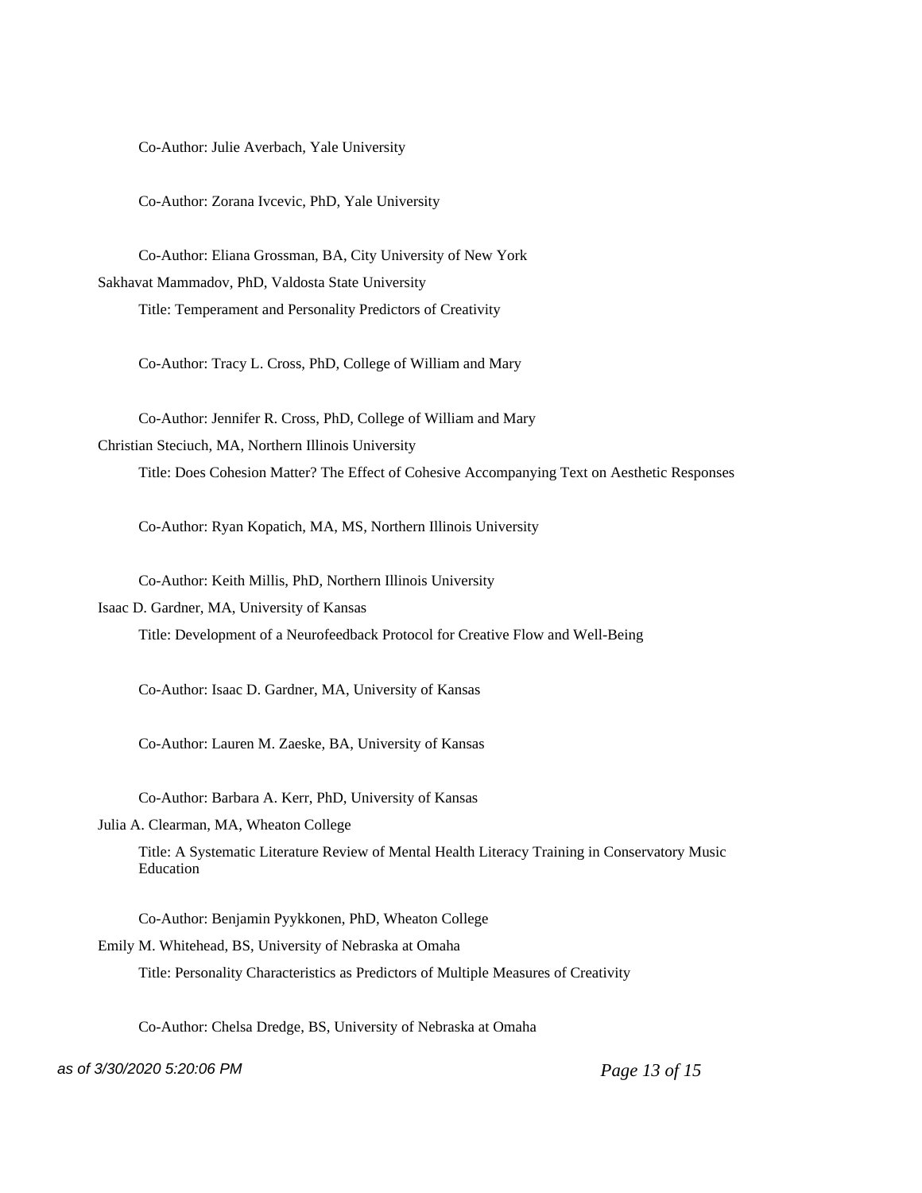Co-Author: Julie Averbach, Yale University

Co-Author: Zorana Ivcevic, PhD, Yale University

Co-Author: Eliana Grossman, BA, City University of New York

Sakhavat Mammadov, PhD, Valdosta State University

Title: Temperament and Personality Predictors of Creativity

Co-Author: Tracy L. Cross, PhD, College of William and Mary

Co-Author: Jennifer R. Cross, PhD, College of William and Mary

Christian Steciuch, MA, Northern Illinois University

Title: Does Cohesion Matter? The Effect of Cohesive Accompanying Text on Aesthetic Responses

Co-Author: Ryan Kopatich, MA, MS, Northern Illinois University

Co-Author: Keith Millis, PhD, Northern Illinois University

Isaac D. Gardner, MA, University of Kansas

Title: Development of a Neurofeedback Protocol for Creative Flow and Well-Being

Co-Author: Isaac D. Gardner, MA, University of Kansas

Co-Author: Lauren M. Zaeske, BA, University of Kansas

Co-Author: Barbara A. Kerr, PhD, University of Kansas

Julia A. Clearman, MA, Wheaton College

Title: A Systematic Literature Review of Mental Health Literacy Training in Conservatory Music Education

Co-Author: Benjamin Pyykkonen, PhD, Wheaton College

Emily M. Whitehead, BS, University of Nebraska at Omaha

Title: Personality Characteristics as Predictors of Multiple Measures of Creativity

Co-Author: Chelsa Dredge, BS, University of Nebraska at Omaha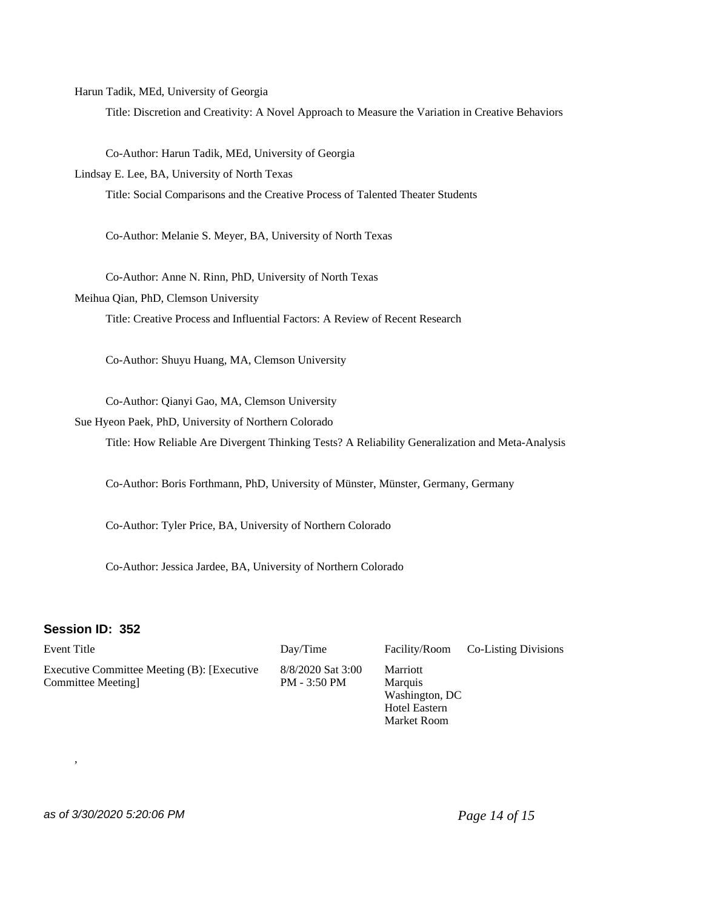Harun Tadik, MEd, University of Georgia

Title: Discretion and Creativity: A Novel Approach to Measure the Variation in Creative Behaviors

Co-Author: Harun Tadik, MEd, University of Georgia

Lindsay E. Lee, BA, University of North Texas

Title: Social Comparisons and the Creative Process of Talented Theater Students

Co-Author: Melanie S. Meyer, BA, University of North Texas

Co-Author: Anne N. Rinn, PhD, University of North Texas

Meihua Qian, PhD, Clemson University

Title: Creative Process and Influential Factors: A Review of Recent Research

Co-Author: Shuyu Huang, MA, Clemson University

Co-Author: Qianyi Gao, MA, Clemson University

Sue Hyeon Paek, PhD, University of Northern Colorado

Title: How Reliable Are Divergent Thinking Tests? A Reliability Generalization and Meta-Analysis

Co-Author: Boris Forthmann, PhD, University of Münster, Münster, Germany, Germany

Co-Author: Tyler Price, BA, University of Northern Colorado

Co-Author: Jessica Jardee, BA, University of Northern Colorado

### Session ID: 352

| Event Title | Day/Time | Facility/Room | Co-Listing Divisions |
|---|---|---|---|
| Executive Committee Meeting (B): [Executive Committee Meeting] | 8/8/2020 Sat 3:00 PM - 3:50 PM | Marriott Marquis Washington, DC Hotel Eastern Market Room | |

,

*as of 3/30/2020 5:20:06 PM*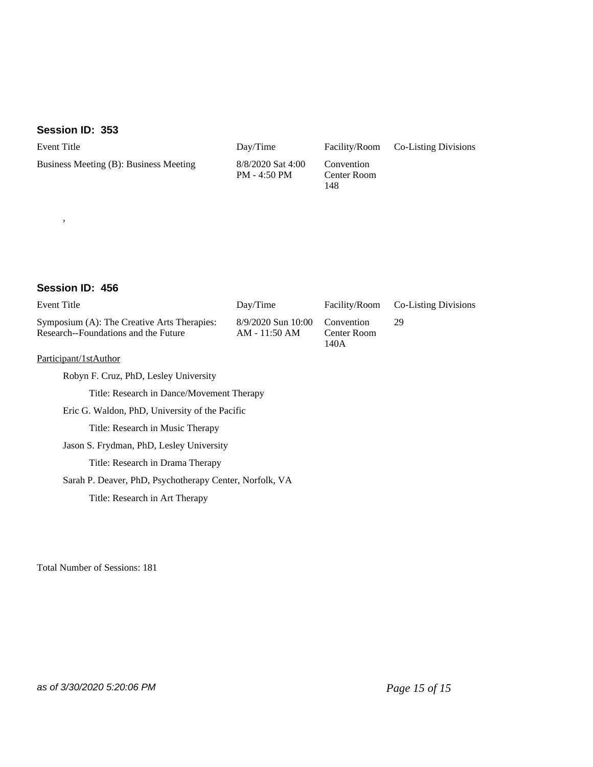### Session ID: 353

| Event Title | Day/Time | Facility/Room | Co-Listing Divisions |
| --- | --- | --- | --- |
| Business Meeting (B): Business Meeting | 8/8/2020 Sat 4:00 PM - 4:50 PM | Convention Center Room 148 | |

,

### Session ID: 456

| Event Title | Day/Time | Facility/Room | Co-Listing Divisions |
| --- | --- | --- | --- |
| Symposium (A): The Creative Arts Therapies: Research--Foundations and the Future | 8/9/2020 Sun 10:00 AM - 11:50 AM | Convention Center Room 140A | 29 |

Participant/1stAuthor

- Robyn F. Cruz, PhD, Lesley University
  - Title: Research in Dance/Movement Therapy
- Eric G. Waldon, PhD, University of the Pacific
  - Title: Research in Music Therapy
- Jason S. Frydman, PhD, Lesley University
  - Title: Research in Drama Therapy
- Sarah P. Deaver, PhD, Psychotherapy Center, Norfolk, VA
  - Title: Research in Art Therapy

Total Number of Sessions: 181

*as of 3/30/2020 5:20:06 PM*